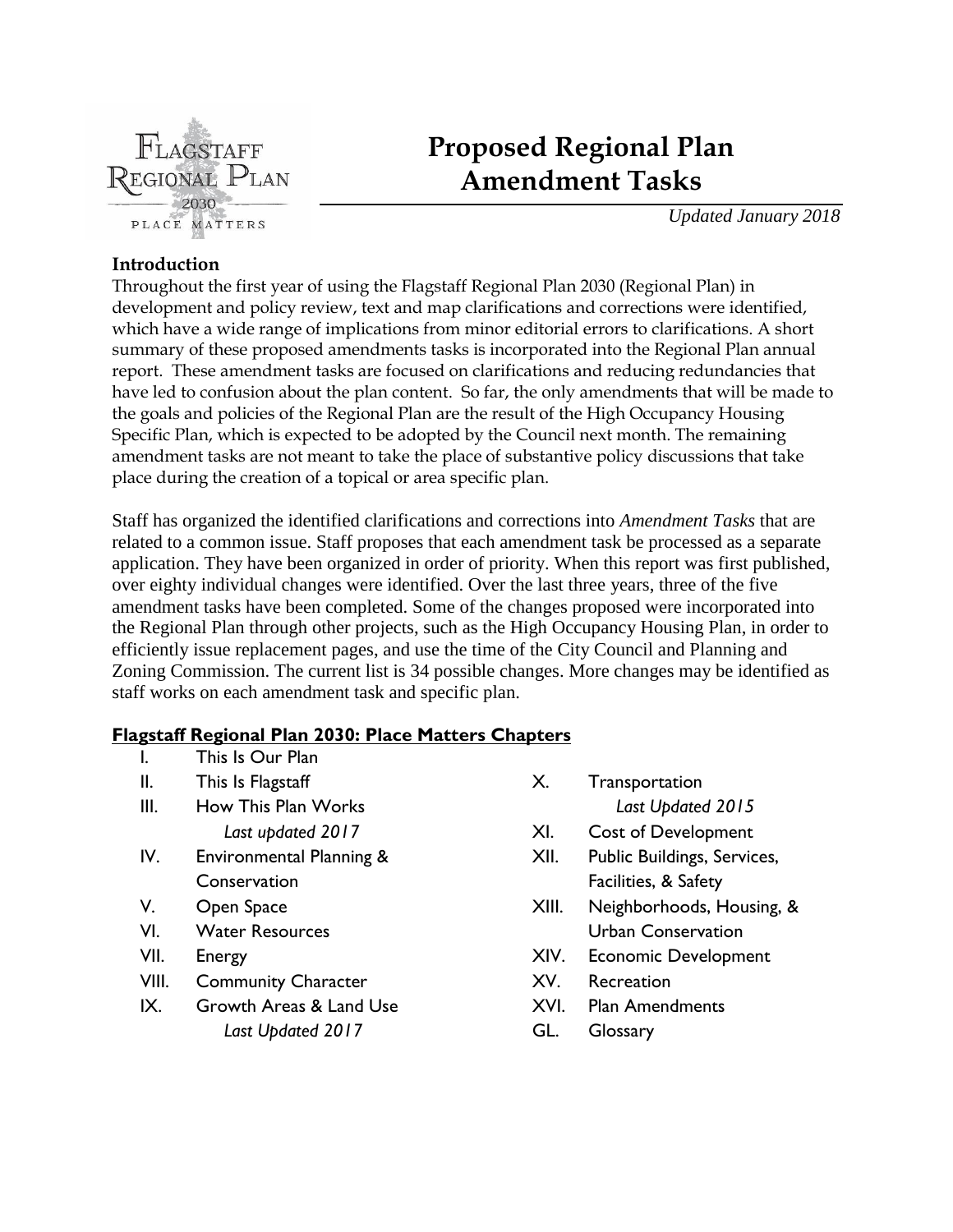Flagstaff Regional Plan 2030 Place Matters

# Proposed Regional Plan Amendment Tasks

*Updated January 2018*

## Introduction

Throughout the first year of using the Flagstaff Regional Plan 2030 (Regional Plan) in development and policy review, text and map clarifications and corrections were identified, which have a wide range of implications from minor editorial errors to clarifications. A short summary of these proposed amendments tasks is incorporated into the Regional Plan annual report. These amendment tasks are focused on clarifications and reducing redundancies that have led to confusion about the plan content. So far, the only amendments that will be made to the goals and policies of the Regional Plan are the result of the High Occupancy Housing Specific Plan, which is expected to be adopted by the Council next month. The remaining amendment tasks are not meant to take the place of substantive policy discussions that take place during the creation of a topical or area specific plan.

Staff has organized the identified clarifications and corrections into *Amendment Tasks* that are related to a common issue. Staff proposes that each amendment task be processed as a separate application. They have been organized in order of priority. When this report was first published, over eighty individual changes were identified. Over the last three years, three of the five amendment tasks have been completed. Some of the changes proposed were incorporated into the Regional Plan through other projects, such as the High Occupancy Housing Plan, in order to efficiently issue replacement pages, and use the time of the City Council and Planning and Zoning Commission. The current list is 34 possible changes. More changes may be identified as staff works on each amendment task and specific plan.

## Flagstaff Regional Plan 2030: Place Matters Chapters

- I. This Is Our Plan
- II. This Is Flagstaff
- III. How This Plan Works
  - *Last updated 2017*
- IV. Environmental Planning & Conservation
- V. Open Space
- VI. Water Resources
- VII. Energy
- VIII. Community Character
- IX. Growth Areas & Land Use
  - *Last Updated 2017*
- X. Transportation
  - *Last Updated 2015*
- XI. Cost of Development
- XII. Public Buildings, Services, Facilities, & Safety
- XIII. Neighborhoods, Housing, & Urban Conservation
- XIV. Economic Development
- XV. Recreation
- XVI. Plan Amendments
- GL. Glossary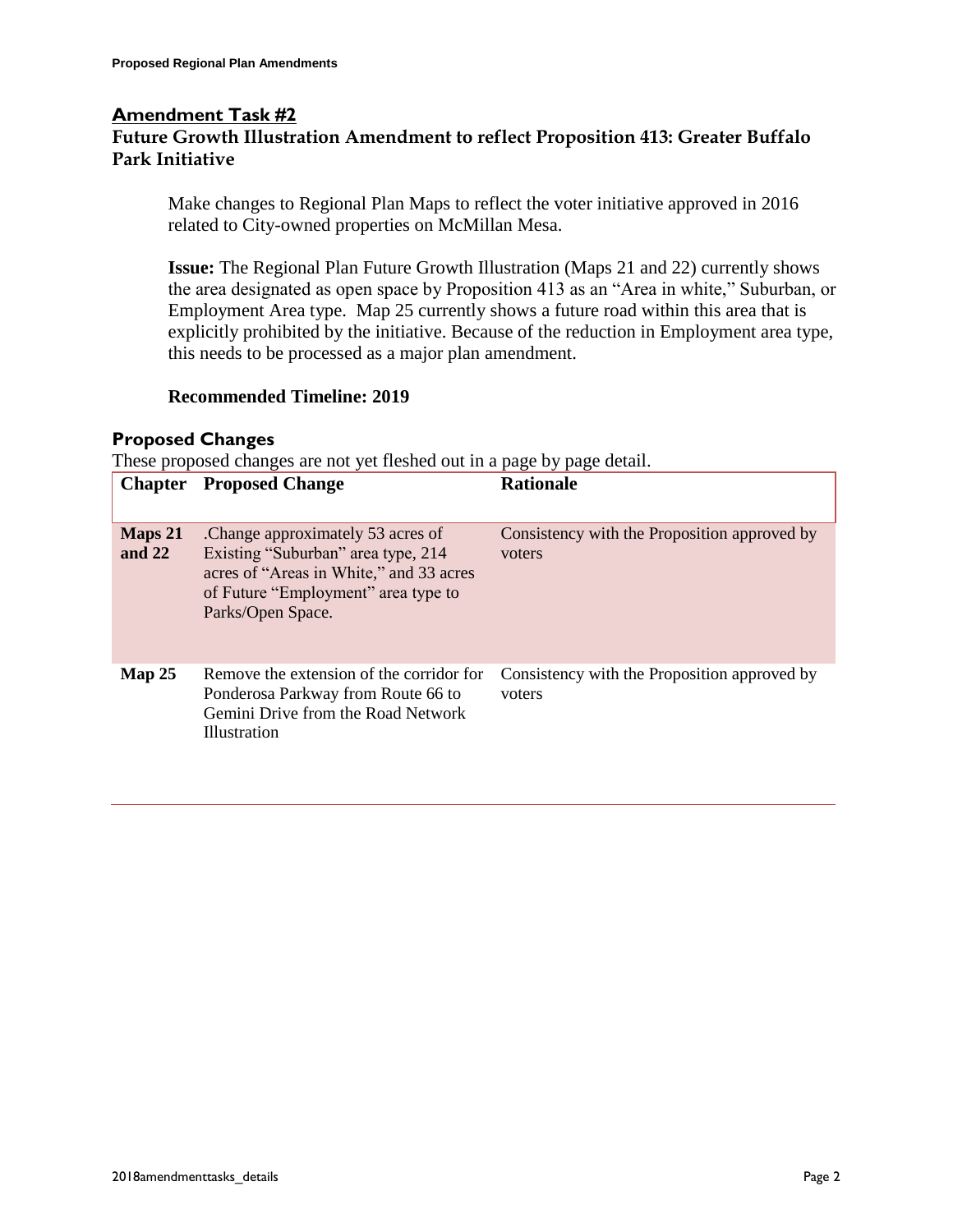## Amendment Task #2

### Future Growth Illustration Amendment to reflect Proposition 413: Greater Buffalo Park Initiative

Make changes to Regional Plan Maps to reflect the voter initiative approved in 2016 related to City-owned properties on McMillan Mesa.

**Issue:** The Regional Plan Future Growth Illustration (Maps 21 and 22) currently shows the area designated as open space by Proposition 413 as an "Area in white," Suburban, or Employment Area type. Map 25 currently shows a future road within this area that is explicitly prohibited by the initiative. Because of the reduction in Employment area type, this needs to be processed as a major plan amendment.

**Recommended Timeline: 2019**

### Proposed Changes

These proposed changes are not yet fleshed out in a page by page detail.

| Chapter | Proposed Change | Rationale |
|---|---|---|
| **Maps 21 and 22** | .Change approximately 53 acres of Existing "Suburban" area type, 214 acres of "Areas in White," and 33 acres of Future "Employment" area type to Parks/Open Space. | Consistency with the Proposition approved by voters |
| **Map 25** | Remove the extension of the corridor for Ponderosa Parkway from Route 66 to Gemini Drive from the Road Network Illustration | Consistency with the Proposition approved by voters |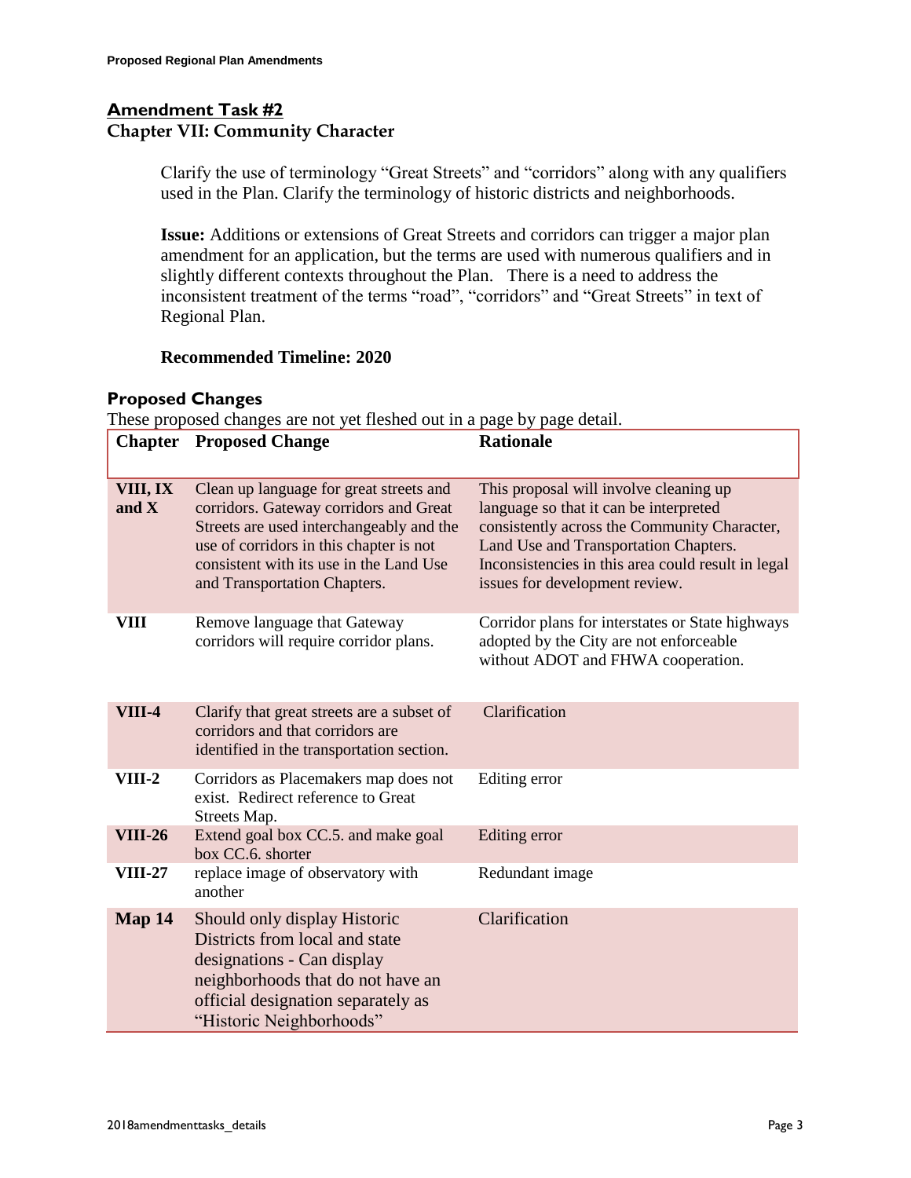## Amendment Task #2

### Chapter VII: Community Character

Clarify the use of terminology "Great Streets" and "corridors" along with any qualifiers used in the Plan. Clarify the terminology of historic districts and neighborhoods.

**Issue:** Additions or extensions of Great Streets and corridors can trigger a major plan amendment for an application, but the terms are used with numerous qualifiers and in slightly different contexts throughout the Plan. There is a need to address the inconsistent treatment of the terms "road", "corridors" and "Great Streets" in text of Regional Plan.

**Recommended Timeline: 2020**

### Proposed Changes

These proposed changes are not yet fleshed out in a page by page detail.

| Chapter | Proposed Change | Rationale |
|---|---|---|
| VIII, IX and X | Clean up language for great streets and corridors. Gateway corridors and Great Streets are used interchangeably and the use of corridors in this chapter is not consistent with its use in the Land Use and Transportation Chapters. | This proposal will involve cleaning up language so that it can be interpreted consistently across the Community Character, Land Use and Transportation Chapters. Inconsistencies in this area could result in legal issues for development review. |
| VIII | Remove language that Gateway corridors will require corridor plans. | Corridor plans for interstates or State highways adopted by the City are not enforceable without ADOT and FHWA cooperation. |
| VIII-4 | Clarify that great streets are a subset of corridors and that corridors are identified in the transportation section. | Clarification |
| VIII-2 | Corridors as Placemakers map does not exist. Redirect reference to Great Streets Map. | Editing error |
| VIII-26 | Extend goal box CC.5. and make goal box CC.6. shorter | Editing error |
| VIII-27 | replace image of observatory with another | Redundant image |
| Map 14 | Should only display Historic Districts from local and state designations - Can display neighborhoods that do not have an official designation separately as "Historic Neighborhoods" | Clarification |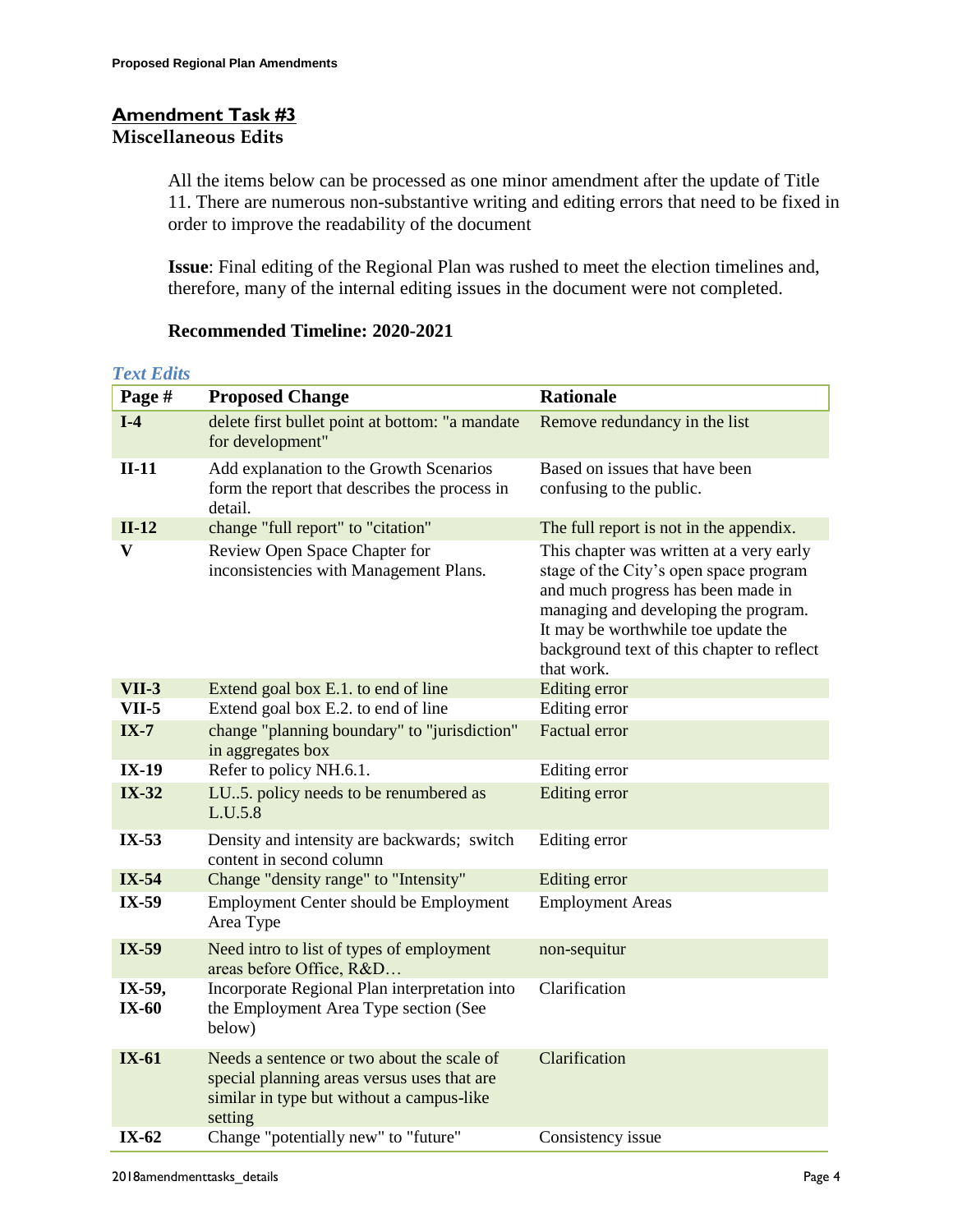## Amendment Task #3

### Miscellaneous Edits

All the items below can be processed as one minor amendment after the update of Title 11. There are numerous non-substantive writing and editing errors that need to be fixed in order to improve the readability of the document

**Issue**: Final editing of the Regional Plan was rushed to meet the election timelines and, therefore, many of the internal editing issues in the document were not completed.

**Recommended Timeline: 2020-2021**

### *Text Edits*

| Page # | Proposed Change | Rationale |
|---|---|---|
| I-4 | delete first bullet point at bottom: "a mandate for development" | Remove redundancy in the list |
| II-11 | Add explanation to the Growth Scenarios form the report that describes the process in detail. | Based on issues that have been confusing to the public. |
| II-12 | change "full report" to "citation" | The full report is not in the appendix. |
| V | Review Open Space Chapter for inconsistencies with Management Plans. | This chapter was written at a very early stage of the City's open space program and much progress has been made in managing and developing the program. It may be worthwhile toe update the background text of this chapter to reflect that work. |
| VII-3 | Extend goal box E.1. to end of line | Editing error |
| VII-5 | Extend goal box E.2. to end of line | Editing error |
| IX-7 | change "planning boundary" to "jurisdiction" in aggregates box | Factual error |
| IX-19 | Refer to policy NH.6.1. | Editing error |
| IX-32 | LU..5. policy needs to be renumbered as L.U.5.8 | Editing error |
| IX-53 | Density and intensity are backwards; switch content in second column | Editing error |
| IX-54 | Change "density range" to "Intensity" | Editing error |
| IX-59 | Employment Center should be Employment Area Type | Employment Areas |
| IX-59 | Need intro to list of types of employment areas before Office, R&D… | non-sequitur |
| IX-59, IX-60 | Incorporate Regional Plan interpretation into the Employment Area Type section (See below) | Clarification |
| IX-61 | Needs a sentence or two about the scale of special planning areas versus uses that are similar in type but without a campus-like setting | Clarification |
| IX-62 | Change "potentially new" to "future" | Consistency issue |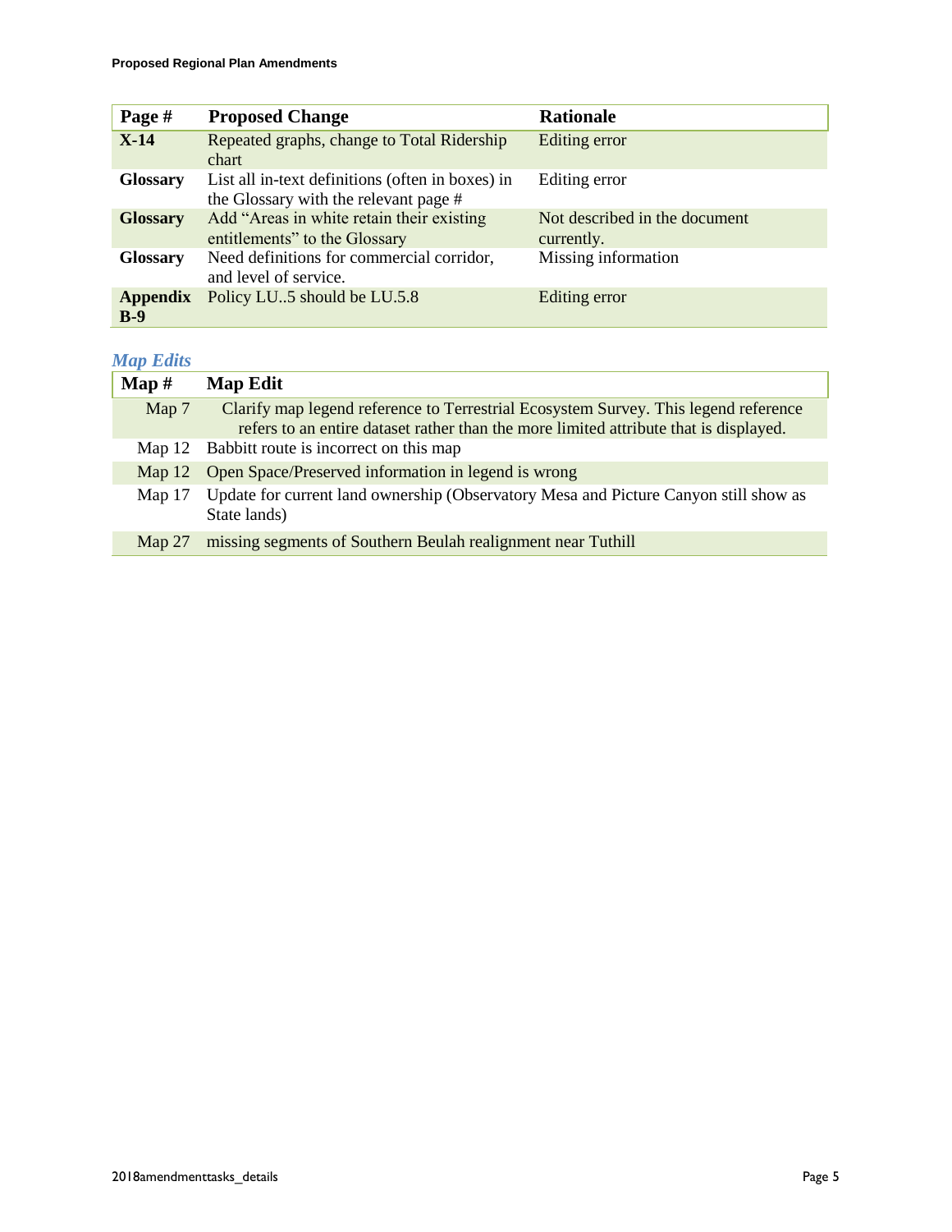| Page # | Proposed Change | Rationale |
|---|---|---|
| **X-14** | Repeated graphs, change to Total Ridership chart | Editing error |
| **Glossary** | List all in-text definitions (often in boxes) in the Glossary with the relevant page # | Editing error |
| **Glossary** | Add “Areas in white retain their existing entitlements” to the Glossary | Not described in the document currently. |
| **Glossary** | Need definitions for commercial corridor, and level of service. | Missing information |
| **Appendix B-9** | Policy LU..5 should be LU.5.8 | Editing error |

### *Map Edits*

| Map # | Map Edit |
|---|---|
| Map 7 | Clarify map legend reference to Terrestrial Ecosystem Survey. This legend reference refers to an entire dataset rather than the more limited attribute that is displayed. |
| Map 12 | Babbitt route is incorrect on this map |
| Map 12 | Open Space/Preserved information in legend is wrong |
| Map 17 | Update for current land ownership (Observatory Mesa and Picture Canyon still show as State lands) |
| Map 27 | missing segments of Southern Beulah realignment near Tuthill |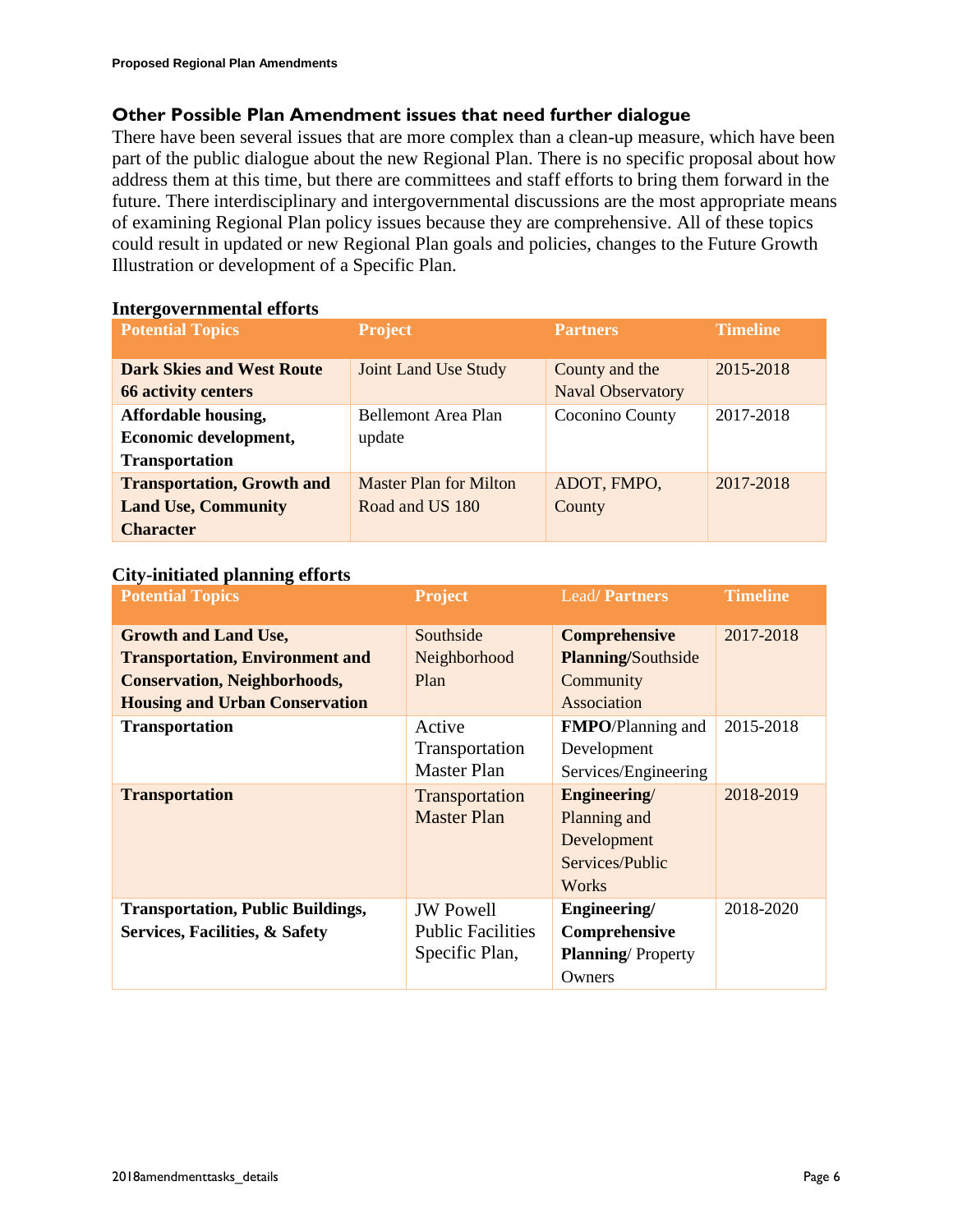### Other Possible Plan Amendment issues that need further dialogue

There have been several issues that are more complex than a clean-up measure, which have been part of the public dialogue about the new Regional Plan. There is no specific proposal about how address them at this time, but there are committees and staff efforts to bring them forward in the future. There interdisciplinary and intergovernmental discussions are the most appropriate means of examining Regional Plan policy issues because they are comprehensive. All of these topics could result in updated or new Regional Plan goals and policies, changes to the Future Growth Illustration or development of a Specific Plan.

**Intergovernmental efforts**

| Potential Topics | Project | Partners | Timeline |
|---|---|---|---|
| **Dark Skies and West Route 66 activity centers** | Joint Land Use Study | County and the Naval Observatory | 2015-2018 |
| **Affordable housing, Economic development, Transportation** | Bellemont Area Plan update | Coconino County | 2017-2018 |
| **Transportation, Growth and Land Use, Community Character** | Master Plan for Milton Road and US 180 | ADOT, FMPO, County | 2017-2018 |

**City-initiated planning efforts**

| Potential Topics | Project | Lead/ Partners | Timeline |
|---|---|---|---|
| **Growth and Land Use, Transportation, Environment and Conservation, Neighborhoods, Housing and Urban Conservation** | Southside Neighborhood Plan | **Comprehensive Planning**/Southside Community Association | 2017-2018 |
| **Transportation** | Active Transportation Master Plan | **FMPO**/Planning and Development Services/Engineering | 2015-2018 |
| **Transportation** | Transportation Master Plan | **Engineering**/ Planning and Development Services/Public Works | 2018-2019 |
| **Transportation, Public Buildings, Services, Facilities, & Safety** | JW Powell Public Facilities Specific Plan, | **Engineering/ Comprehensive Planning**/ Property Owners | 2018-2020 |